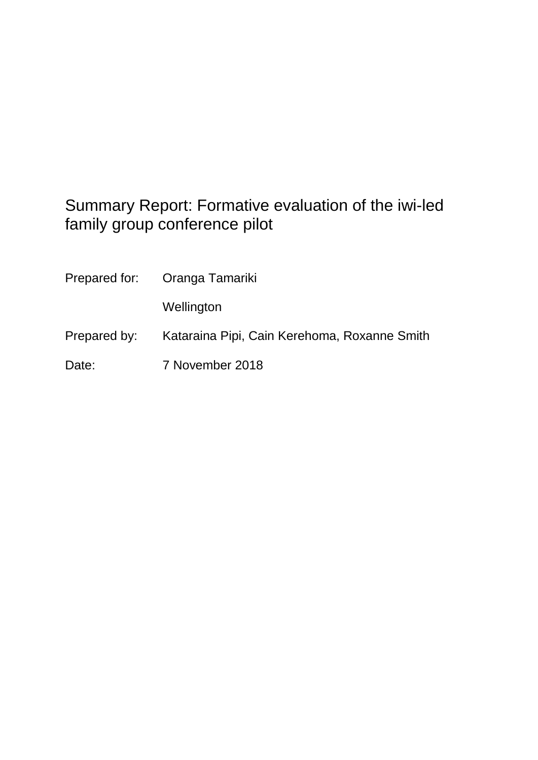# Summary Report: Formative evaluation of the iwi-led family group conference pilot

| | |
|---|---|
| Prepared for: | Oranga Tamariki |
| | Wellington |
| Prepared by: | Kataraina Pipi, Cain Kerehoma, Roxanne Smith |
| Date: | 7 November 2018 |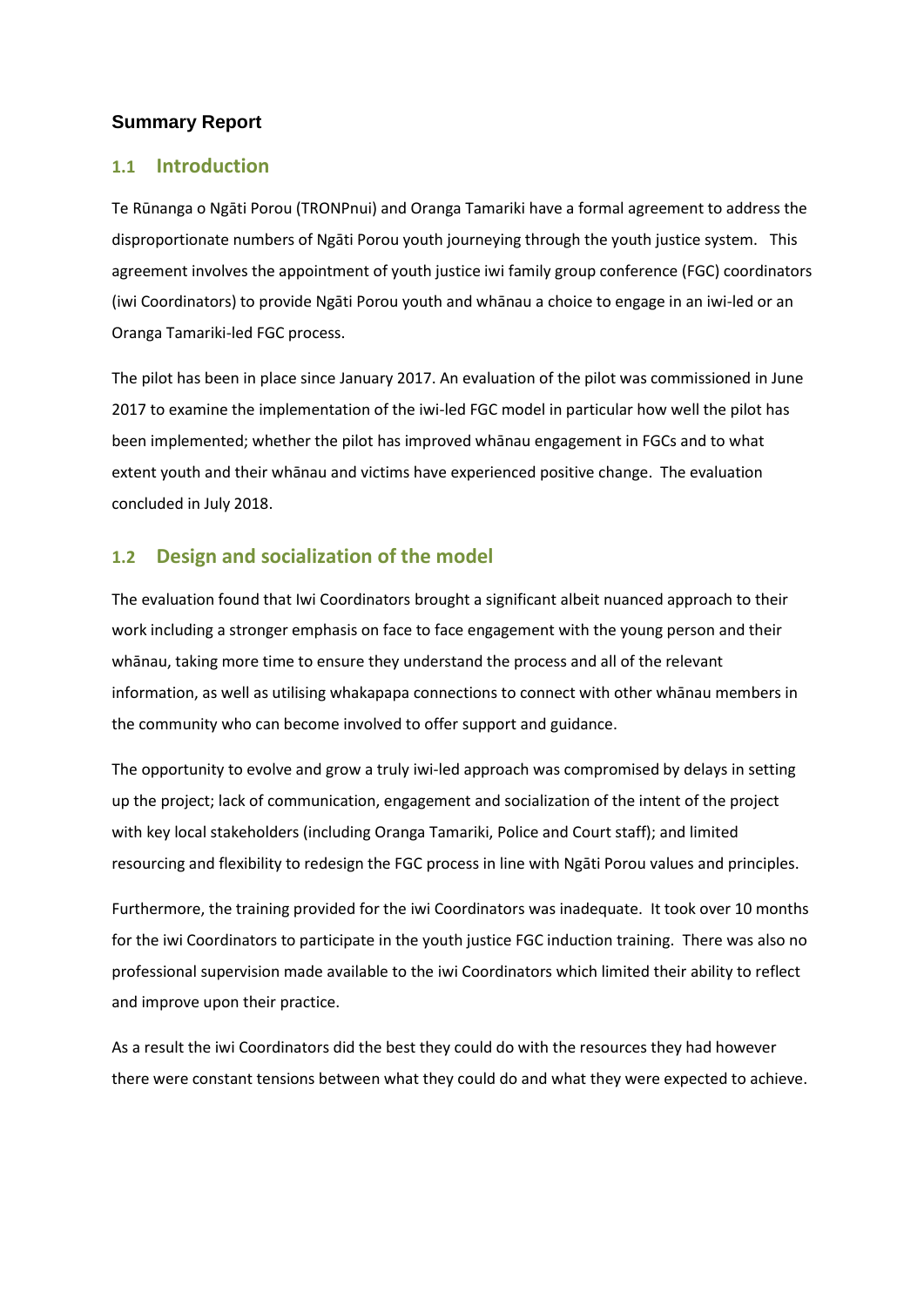## Summary Report

### 1.1 Introduction

Te Rūnanga o Ngāti Porou (TRONPnui) and Oranga Tamariki have a formal agreement to address the disproportionate numbers of Ngāti Porou youth journeying through the youth justice system. This agreement involves the appointment of youth justice iwi family group conference (FGC) coordinators (iwi Coordinators) to provide Ngāti Porou youth and whānau a choice to engage in an iwi-led or an Oranga Tamariki-led FGC process.

The pilot has been in place since January 2017. An evaluation of the pilot was commissioned in June 2017 to examine the implementation of the iwi-led FGC model in particular how well the pilot has been implemented; whether the pilot has improved whānau engagement in FGCs and to what extent youth and their whānau and victims have experienced positive change. The evaluation concluded in July 2018.

### 1.2 Design and socialization of the model

The evaluation found that Iwi Coordinators brought a significant albeit nuanced approach to their work including a stronger emphasis on face to face engagement with the young person and their whānau, taking more time to ensure they understand the process and all of the relevant information, as well as utilising whakapapa connections to connect with other whānau members in the community who can become involved to offer support and guidance.

The opportunity to evolve and grow a truly iwi-led approach was compromised by delays in setting up the project; lack of communication, engagement and socialization of the intent of the project with key local stakeholders (including Oranga Tamariki, Police and Court staff); and limited resourcing and flexibility to redesign the FGC process in line with Ngāti Porou values and principles.

Furthermore, the training provided for the iwi Coordinators was inadequate. It took over 10 months for the iwi Coordinators to participate in the youth justice FGC induction training. There was also no professional supervision made available to the iwi Coordinators which limited their ability to reflect and improve upon their practice.

As a result the iwi Coordinators did the best they could do with the resources they had however there were constant tensions between what they could do and what they were expected to achieve.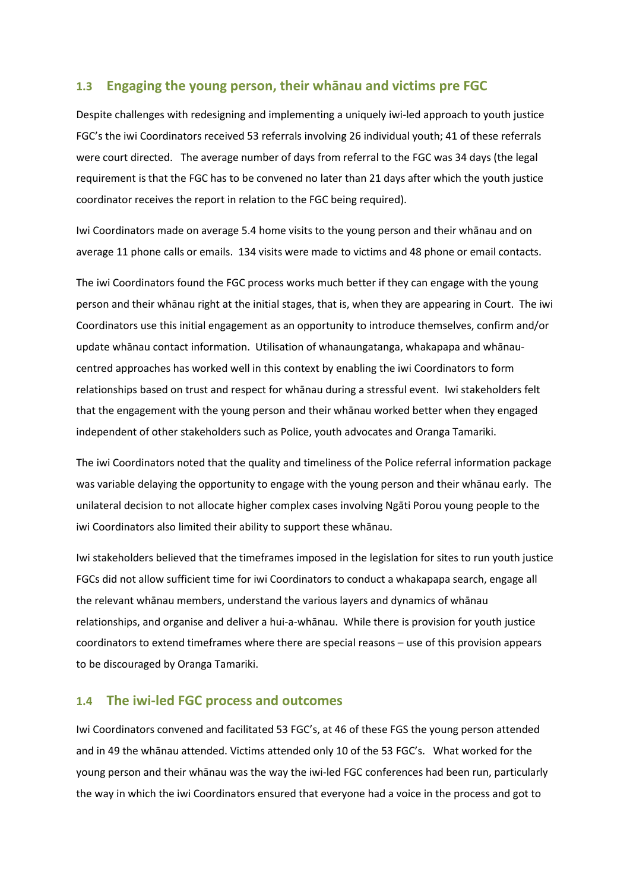## 1.3 Engaging the young person, their whānau and victims pre FGC

Despite challenges with redesigning and implementing a uniquely iwi-led approach to youth justice FGC's the iwi Coordinators received 53 referrals involving 26 individual youth; 41 of these referrals were court directed. The average number of days from referral to the FGC was 34 days (the legal requirement is that the FGC has to be convened no later than 21 days after which the youth justice coordinator receives the report in relation to the FGC being required).

Iwi Coordinators made on average 5.4 home visits to the young person and their whānau and on average 11 phone calls or emails. 134 visits were made to victims and 48 phone or email contacts.

The iwi Coordinators found the FGC process works much better if they can engage with the young person and their whānau right at the initial stages, that is, when they are appearing in Court. The iwi Coordinators use this initial engagement as an opportunity to introduce themselves, confirm and/or update whānau contact information. Utilisation of whanaungatanga, whakapapa and whānau-centred approaches has worked well in this context by enabling the iwi Coordinators to form relationships based on trust and respect for whānau during a stressful event. Iwi stakeholders felt that the engagement with the young person and their whānau worked better when they engaged independent of other stakeholders such as Police, youth advocates and Oranga Tamariki.

The iwi Coordinators noted that the quality and timeliness of the Police referral information package was variable delaying the opportunity to engage with the young person and their whānau early. The unilateral decision to not allocate higher complex cases involving Ngāti Porou young people to the iwi Coordinators also limited their ability to support these whānau.

Iwi stakeholders believed that the timeframes imposed in the legislation for sites to run youth justice FGCs did not allow sufficient time for iwi Coordinators to conduct a whakapapa search, engage all the relevant whānau members, understand the various layers and dynamics of whānau relationships, and organise and deliver a hui-a-whānau. While there is provision for youth justice coordinators to extend timeframes where there are special reasons – use of this provision appears to be discouraged by Oranga Tamariki.

## 1.4 The iwi-led FGC process and outcomes

Iwi Coordinators convened and facilitated 53 FGC's, at 46 of these FGS the young person attended and in 49 the whānau attended. Victims attended only 10 of the 53 FGC's. What worked for the young person and their whānau was the way the iwi-led FGC conferences had been run, particularly the way in which the iwi Coordinators ensured that everyone had a voice in the process and got to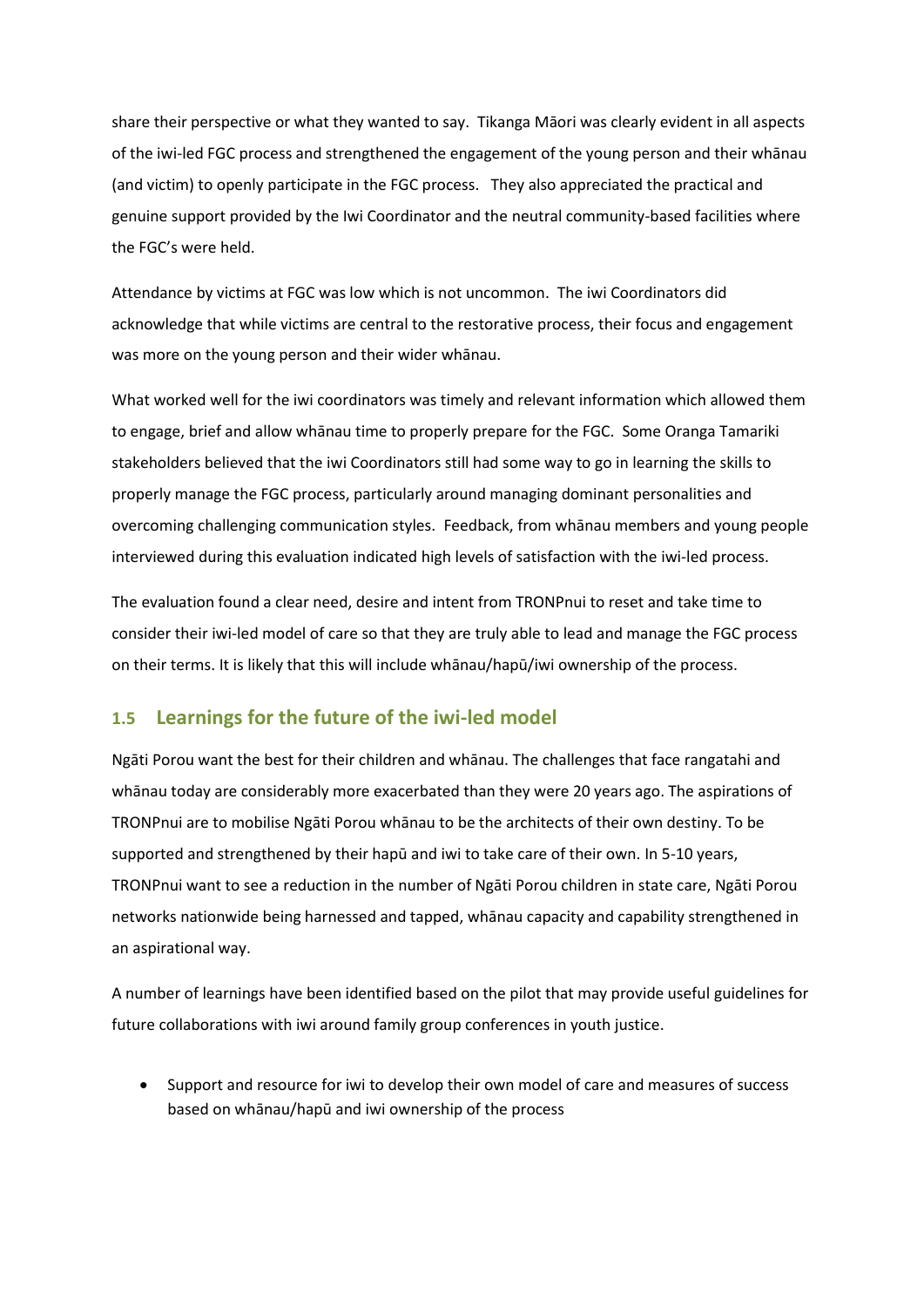share their perspective or what they wanted to say. Tikanga Māori was clearly evident in all aspects of the iwi-led FGC process and strengthened the engagement of the young person and their whānau (and victim) to openly participate in the FGC process. They also appreciated the practical and genuine support provided by the Iwi Coordinator and the neutral community-based facilities where the FGC's were held.

Attendance by victims at FGC was low which is not uncommon. The iwi Coordinators did acknowledge that while victims are central to the restorative process, their focus and engagement was more on the young person and their wider whānau.

What worked well for the iwi coordinators was timely and relevant information which allowed them to engage, brief and allow whānau time to properly prepare for the FGC. Some Oranga Tamariki stakeholders believed that the iwi Coordinators still had some way to go in learning the skills to properly manage the FGC process, particularly around managing dominant personalities and overcoming challenging communication styles. Feedback, from whānau members and young people interviewed during this evaluation indicated high levels of satisfaction with the iwi-led process.

The evaluation found a clear need, desire and intent from TRONPnui to reset and take time to consider their iwi-led model of care so that they are truly able to lead and manage the FGC process on their terms. It is likely that this will include whānau/hapū/iwi ownership of the process.

## 1.5 Learnings for the future of the iwi-led model

Ngāti Porou want the best for their children and whānau. The challenges that face rangatahi and whānau today are considerably more exacerbated than they were 20 years ago. The aspirations of TRONPnui are to mobilise Ngāti Porou whānau to be the architects of their own destiny. To be supported and strengthened by their hapū and iwi to take care of their own. In 5-10 years, TRONPnui want to see a reduction in the number of Ngāti Porou children in state care, Ngāti Porou networks nationwide being harnessed and tapped, whānau capacity and capability strengthened in an aspirational way.

A number of learnings have been identified based on the pilot that may provide useful guidelines for future collaborations with iwi around family group conferences in youth justice.

- Support and resource for iwi to develop their own model of care and measures of success based on whānau/hapū and iwi ownership of the process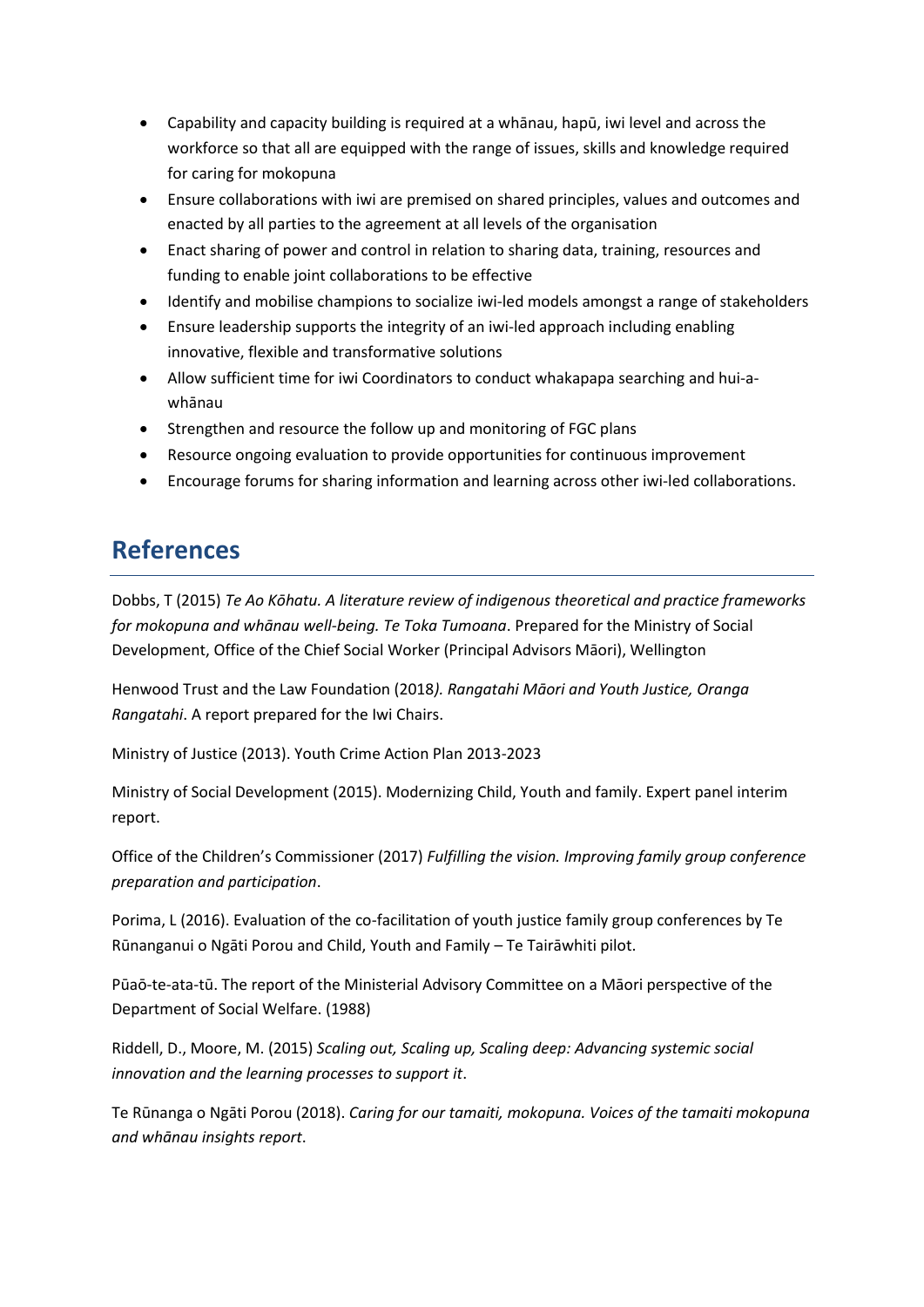- Capability and capacity building is required at a whānau, hapū, iwi level and across the workforce so that all are equipped with the range of issues, skills and knowledge required for caring for mokopuna
- Ensure collaborations with iwi are premised on shared principles, values and outcomes and enacted by all parties to the agreement at all levels of the organisation
- Enact sharing of power and control in relation to sharing data, training, resources and funding to enable joint collaborations to be effective
- Identify and mobilise champions to socialize iwi-led models amongst a range of stakeholders
- Ensure leadership supports the integrity of an iwi-led approach including enabling innovative, flexible and transformative solutions
- Allow sufficient time for iwi Coordinators to conduct whakapapa searching and hui-a-whānau
- Strengthen and resource the follow up and monitoring of FGC plans
- Resource ongoing evaluation to provide opportunities for continuous improvement
- Encourage forums for sharing information and learning across other iwi-led collaborations.

## References

Dobbs, T (2015) *Te Ao Kōhatu. A literature review of indigenous theoretical and practice frameworks for mokopuna and whānau well-being. Te Toka Tumoana*. Prepared for the Ministry of Social Development, Office of the Chief Social Worker (Principal Advisors Māori), Wellington

Henwood Trust and the Law Foundation (2018*). Rangatahi Māori and Youth Justice, Oranga Rangatahi*. A report prepared for the Iwi Chairs.

Ministry of Justice (2013). Youth Crime Action Plan 2013-2023

Ministry of Social Development (2015). Modernizing Child, Youth and family. Expert panel interim report.

Office of the Children's Commissioner (2017) *Fulfilling the vision. Improving family group conference preparation and participation*.

Porima, L (2016). Evaluation of the co-facilitation of youth justice family group conferences by Te Rūnanganui o Ngāti Porou and Child, Youth and Family – Te Tairāwhiti pilot.

Pūaō-te-ata-tū. The report of the Ministerial Advisory Committee on a Māori perspective of the Department of Social Welfare. (1988)

Riddell, D., Moore, M. (2015) *Scaling out, Scaling up, Scaling deep: Advancing systemic social innovation and the learning processes to support it*.

Te Rūnanga o Ngāti Porou (2018). *Caring for our tamaiti, mokopuna. Voices of the tamaiti mokopuna and whānau insights report*.